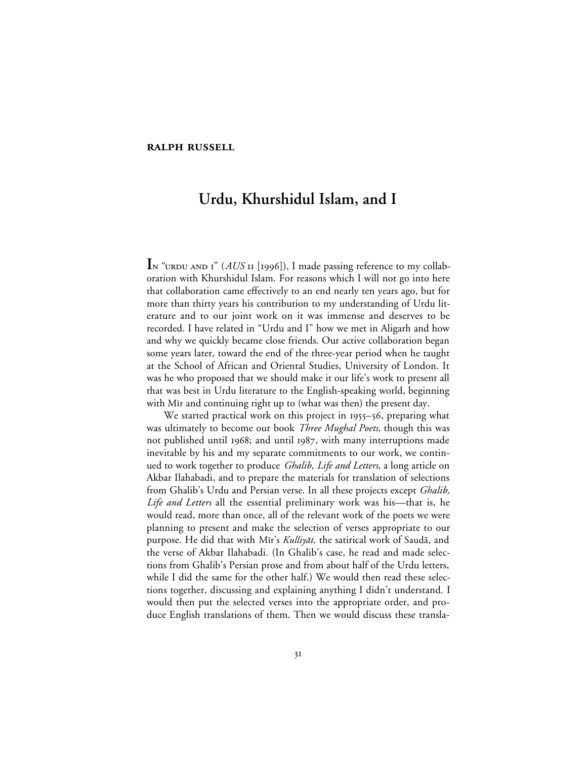**RALPH RUSSELL**

# Urdu, Khurshidul Islam, and I

In "Urdu and I" (*AUS* 11 [1996]), I made passing reference to my collaboration with Khurshidul Islam. For reasons which I will not go into here that collaboration came effectively to an end nearly ten years ago, but for more than thirty years his contribution to my understanding of Urdu literature and to our joint work on it was immense and deserves to be recorded. I have related in "Urdu and I" how we met in Aligarh and how and why we quickly became close friends. Our active collaboration began some years later, toward the end of the three-year period when he taught at the School of African and Oriental Studies, University of London. It was he who proposed that we should make it our life's work to present all that was best in Urdu literature to the English-speaking world, beginning with Mīr and continuing right up to (what was then) the present day.

We started practical work on this project in 1955–56, preparing what was ultimately to become our book *Three Mughal Poets,* though this was not published until 1968; and until 1987, with many interruptions made inevitable by his and my separate commitments to our work, we continued to work together to produce *Ghalib, Life and Letters*, a long article on Akbar Ilahabadi, and to prepare the materials for translation of selections from Ghalib's Urdu and Persian verse. In all these projects except *Ghalib, Life and Letters* all the essential preliminary work was his—that is, he would read, more than once, all of the relevant work of the poets we were planning to present and make the selection of verses appropriate to our purpose. He did that with Mīr's *Kulliyāt,* the satirical work of Saudā, and the verse of Akbar Ilahabadi. (In Ghalib's case, he read and made selections from Ghalib's Persian prose and from about half of the Urdu letters, while I did the same for the other half.) We would then read these selections together, discussing and explaining anything I didn't understand. I would then put the selected verses into the appropriate order, and produce English translations of them. Then we would discuss these transla-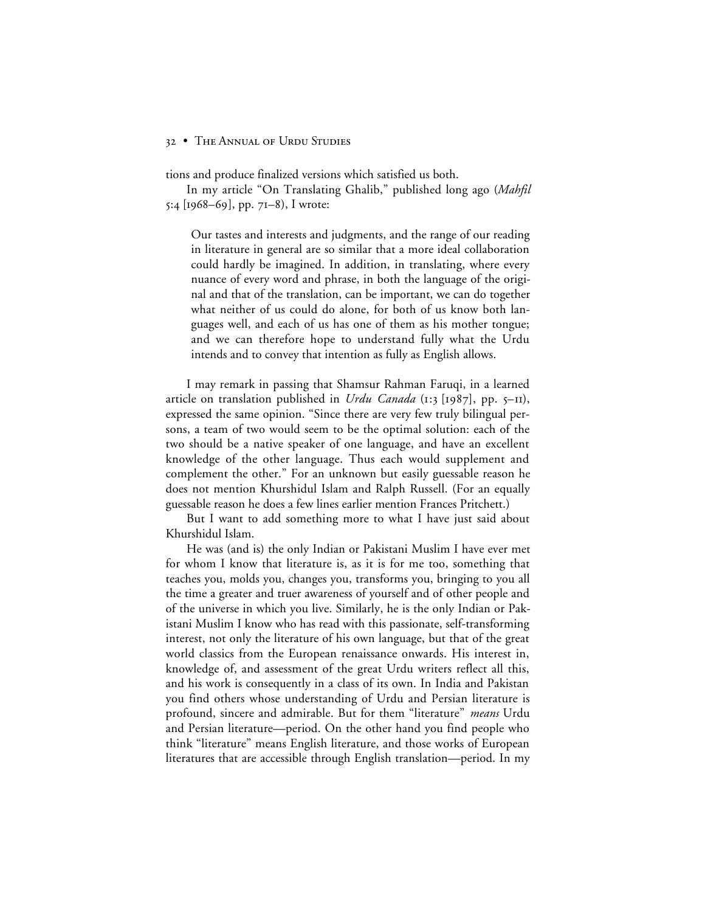tions and produce finalized versions which satisfied us both.

In my article "On Translating Ghalib," published long ago (*Mahfil* 5:4 [1968–69], pp. 71–8), I wrote:

> Our tastes and interests and judgments, and the range of our reading in literature in general are so similar that a more ideal collaboration could hardly be imagined. In addition, in translating, where every nuance of every word and phrase, in both the language of the original and that of the translation, can be important, we can do together what neither of us could do alone, for both of us know both languages well, and each of us has one of them as his mother tongue; and we can therefore hope to understand fully what the Urdu intends and to convey that intention as fully as English allows.

I may remark in passing that Shamsur Rahman Faruqi, in a learned article on translation published in *Urdu Canada* (1:3 [1987], pp. 5–11), expressed the same opinion. "Since there are very few truly bilingual persons, a team of two would seem to be the optimal solution: each of the two should be a native speaker of one language, and have an excellent knowledge of the other language. Thus each would supplement and complement the other." For an unknown but easily guessable reason he does not mention Khurshidul Islam and Ralph Russell. (For an equally guessable reason he does a few lines earlier mention Frances Pritchett.)

But I want to add something more to what I have just said about Khurshidul Islam.

He was (and is) the only Indian or Pakistani Muslim I have ever met for whom I know that literature is, as it is for me too, something that teaches you, molds you, changes you, transforms you, bringing to you all the time a greater and truer awareness of yourself and of other people and of the universe in which you live. Similarly, he is the only Indian or Pakistani Muslim I know who has read with this passionate, self-transforming interest, not only the literature of his own language, but that of the great world classics from the European renaissance onwards. His interest in, knowledge of, and assessment of the great Urdu writers reflect all this, and his work is consequently in a class of its own. In India and Pakistan you find others whose understanding of Urdu and Persian literature is profound, sincere and admirable. But for them "literature" *means* Urdu and Persian literature—period. On the other hand you find people who think "literature" means English literature, and those works of European literatures that are accessible through English translation—period. In my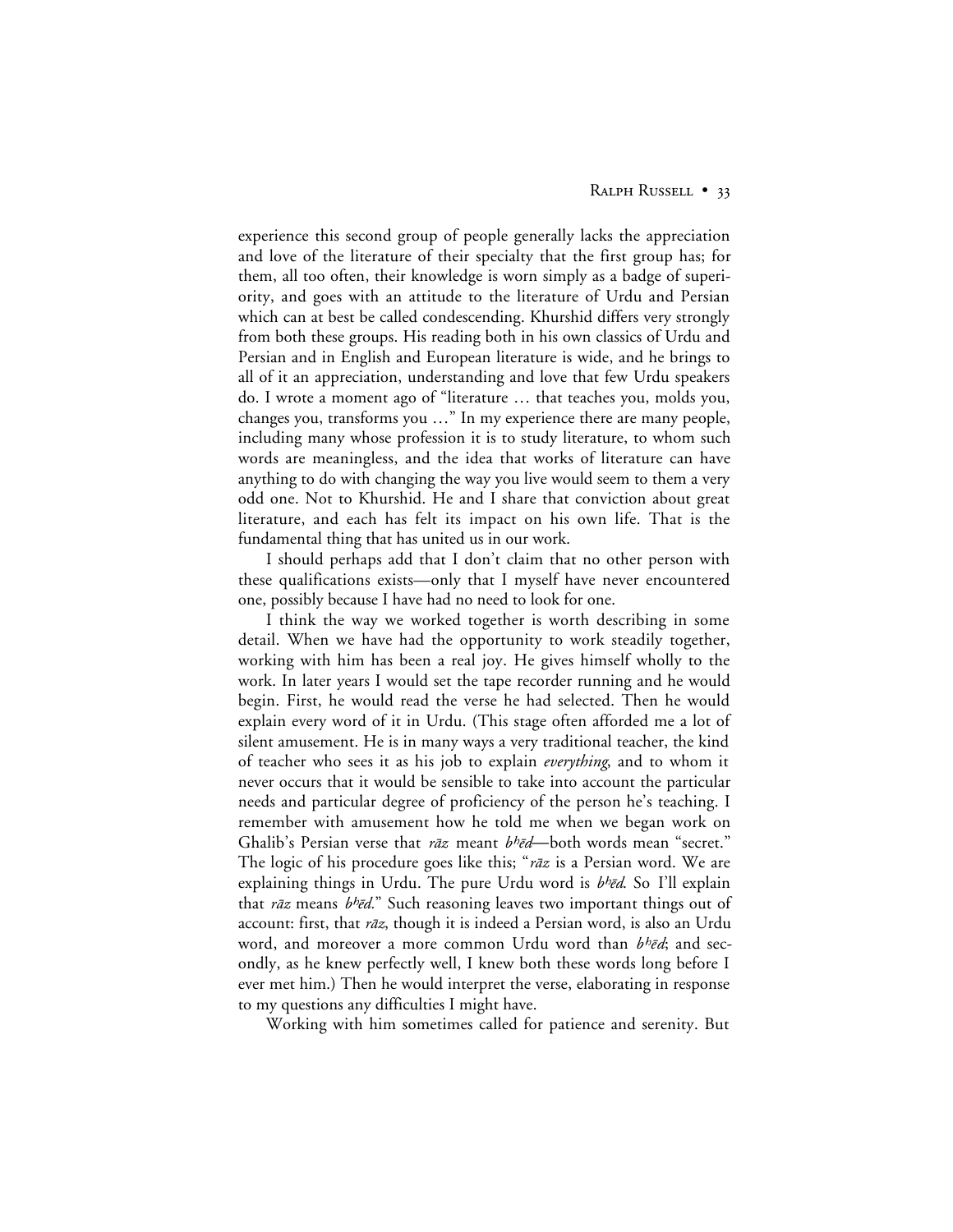experience this second group of people generally lacks the appreciation and love of the literature of their specialty that the first group has; for them, all too often, their knowledge is worn simply as a badge of superiority, and goes with an attitude to the literature of Urdu and Persian which can at best be called condescending. Khurshid differs very strongly from both these groups. His reading both in his own classics of Urdu and Persian and in English and European literature is wide, and he brings to all of it an appreciation, understanding and love that few Urdu speakers do. I wrote a moment ago of "literature … that teaches you, molds you, changes you, transforms you …" In my experience there are many people, including many whose profession it is to study literature, to whom such words are meaningless, and the idea that works of literature can have anything to do with changing the way you live would seem to them a very odd one. Not to Khurshid. He and I share that conviction about great literature, and each has felt its impact on his own life. That is the fundamental thing that has united us in our work.

I should perhaps add that I don't claim that no other person with these qualifications exists—only that I myself have never encountered one, possibly because I have had no need to look for one.

I think the way we worked together is worth describing in some detail. When we have had the opportunity to work steadily together, working with him has been a real joy. He gives himself wholly to the work. In later years I would set the tape recorder running and he would begin. First, he would read the verse he had selected. Then he would explain every word of it in Urdu. (This stage often afforded me a lot of silent amusement. He is in many ways a very traditional teacher, the kind of teacher who sees it as his job to explain *everything*, and to whom it never occurs that it would be sensible to take into account the particular needs and particular degree of proficiency of the person he's teaching. I remember with amusement how he told me when we began work on Ghalib's Persian verse that *rāz* meant *bʰēd*—both words mean "secret." The logic of his procedure goes like this; "*rāz* is a Persian word. We are explaining things in Urdu. The pure Urdu word is *bʰēd*. So I'll explain that *rāz* means *bʰēd*." Such reasoning leaves two important things out of account: first, that *rāz*, though it is indeed a Persian word, is also an Urdu word, and moreover a more common Urdu word than *bʰēd*; and secondly, as he knew perfectly well, I knew both these words long before I ever met him.) Then he would interpret the verse, elaborating in response to my questions any difficulties I might have.

Working with him sometimes called for patience and serenity. But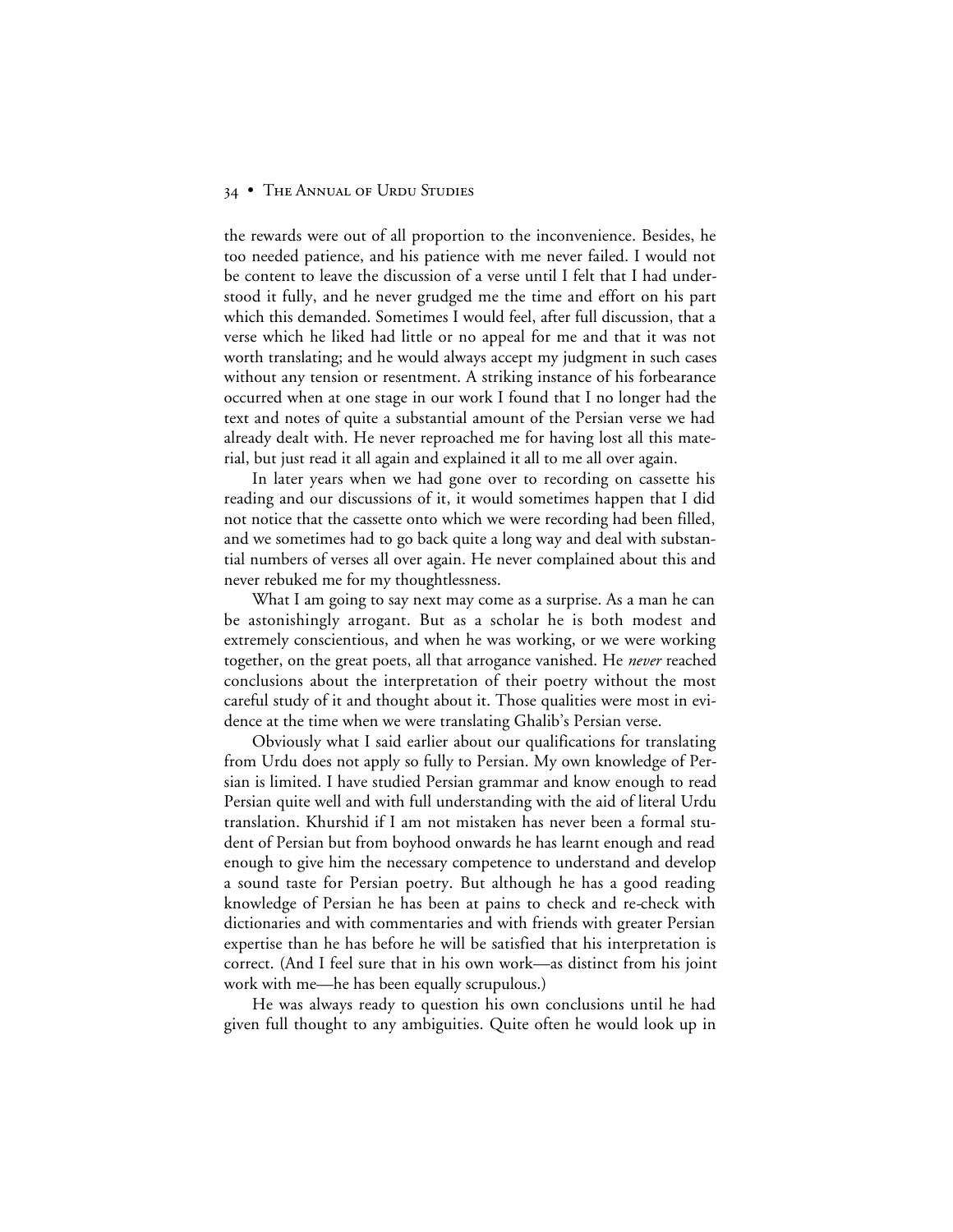the rewards were out of all proportion to the inconvenience. Besides, he too needed patience, and his patience with me never failed. I would not be content to leave the discussion of a verse until I felt that I had understood it fully, and he never grudged me the time and effort on his part which this demanded. Sometimes I would feel, after full discussion, that a verse which he liked had little or no appeal for me and that it was not worth translating; and he would always accept my judgment in such cases without any tension or resentment. A striking instance of his forbearance occurred when at one stage in our work I found that I no longer had the text and notes of quite a substantial amount of the Persian verse we had already dealt with. He never reproached me for having lost all this material, but just read it all again and explained it all to me all over again.

In later years when we had gone over to recording on cassette his reading and our discussions of it, it would sometimes happen that I did not notice that the cassette onto which we were recording had been filled, and we sometimes had to go back quite a long way and deal with substantial numbers of verses all over again. He never complained about this and never rebuked me for my thoughtlessness.

What I am going to say next may come as a surprise. As a man he can be astonishingly arrogant. But as a scholar he is both modest and extremely conscientious, and when he was working, or we were working together, on the great poets, all that arrogance vanished. He *never* reached conclusions about the interpretation of their poetry without the most careful study of it and thought about it. Those qualities were most in evidence at the time when we were translating Ghalib's Persian verse.

Obviously what I said earlier about our qualifications for translating from Urdu does not apply so fully to Persian. My own knowledge of Persian is limited. I have studied Persian grammar and know enough to read Persian quite well and with full understanding with the aid of literal Urdu translation. Khurshid if I am not mistaken has never been a formal student of Persian but from boyhood onwards he has learnt enough and read enough to give him the necessary competence to understand and develop a sound taste for Persian poetry. But although he has a good reading knowledge of Persian he has been at pains to check and re-check with dictionaries and with commentaries and with friends with greater Persian expertise than he has before he will be satisfied that his interpretation is correct. (And I feel sure that in his own work—as distinct from his joint work with me—he has been equally scrupulous.)

He was always ready to question his own conclusions until he had given full thought to any ambiguities. Quite often he would look up in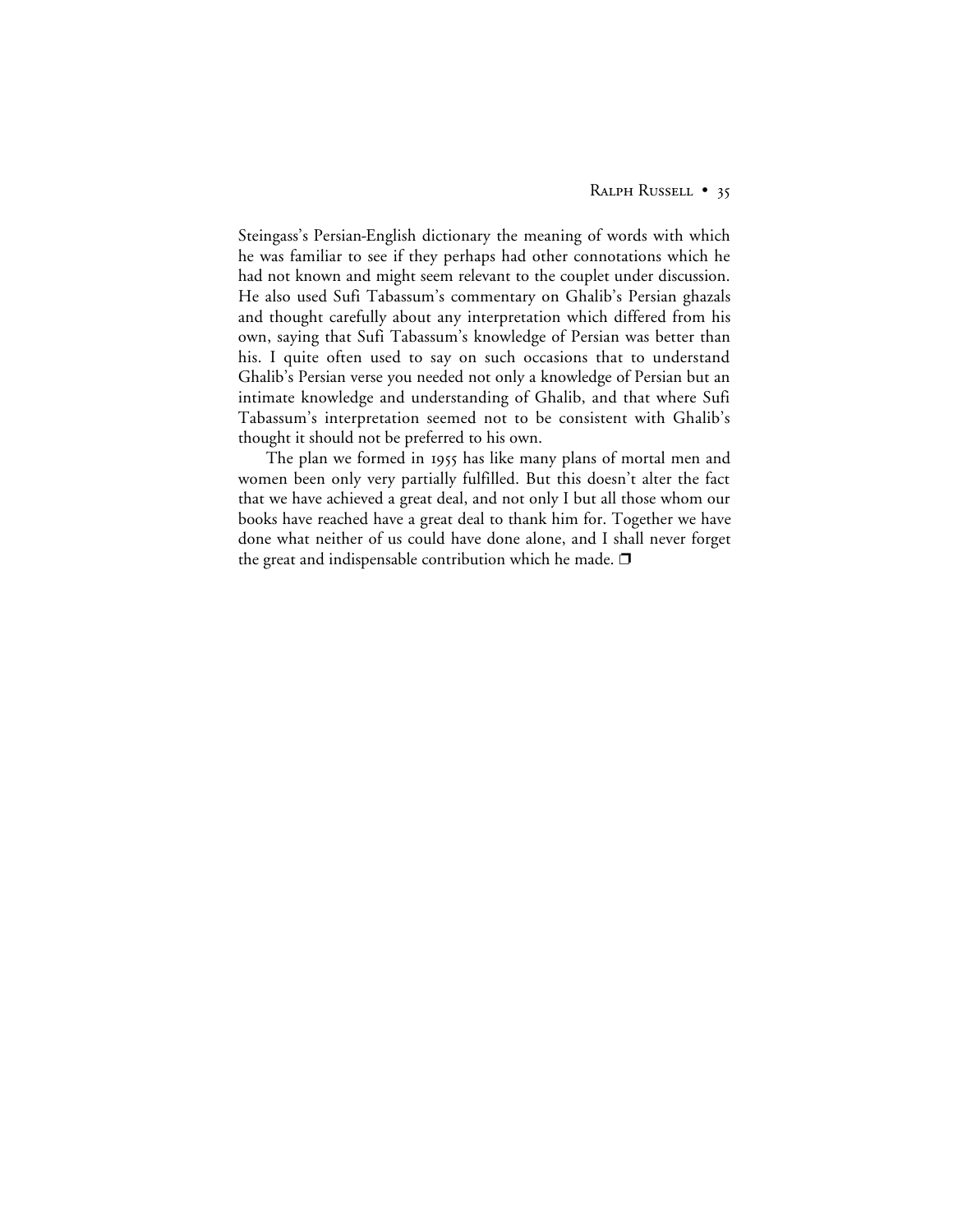Steingass's Persian-English dictionary the meaning of words with which he was familiar to see if they perhaps had other connotations which he had not known and might seem relevant to the couplet under discussion. He also used Sufi Tabassum's commentary on Ghalib's Persian ghazals and thought carefully about any interpretation which differed from his own, saying that Sufi Tabassum's knowledge of Persian was better than his. I quite often used to say on such occasions that to understand Ghalib's Persian verse you needed not only a knowledge of Persian but an intimate knowledge and understanding of Ghalib, and that where Sufi Tabassum's interpretation seemed not to be consistent with Ghalib's thought it should not be preferred to his own.

The plan we formed in 1955 has like many plans of mortal men and women been only very partially fulfilled. But this doesn't alter the fact that we have achieved a great deal, and not only I but all those whom our books have reached have a great deal to thank him for. Together we have done what neither of us could have done alone, and I shall never forget the great and indispensable contribution which he made. ❐